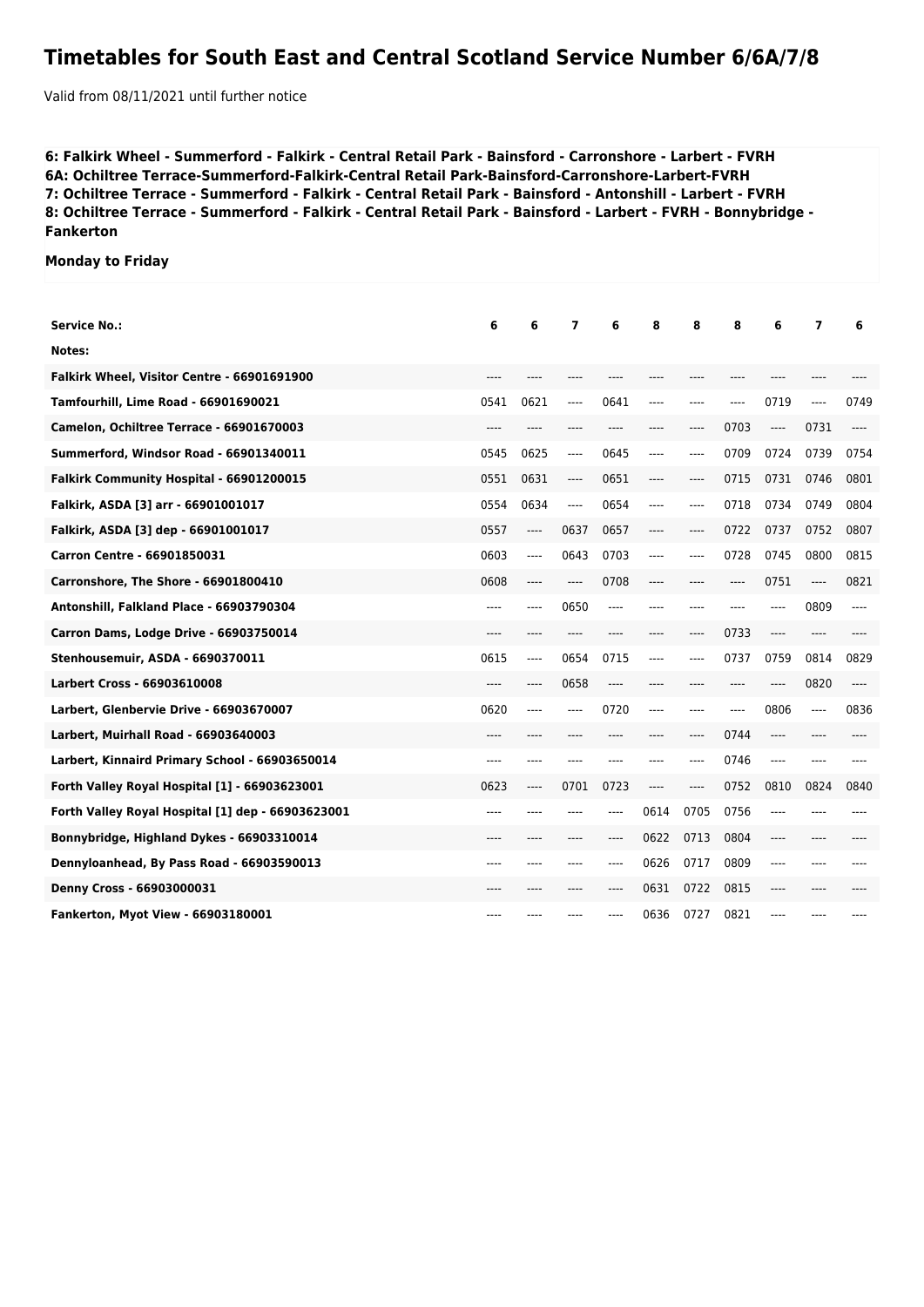# Timetables for South East and Central Scotland Service Number 6/6A/7/8

Valid from 08/11/2021 until further notice

**6: Falkirk Wheel - Summerford - Falkirk - Central Retail Park - Bainsford - Carronshore - Larbert - FVRH**
**6A: Ochiltree Terrace-Summerford-Falkirk-Central Retail Park-Bainsford-Carronshore-Larbert-FVRH**
**7: Ochiltree Terrace - Summerford - Falkirk - Central Retail Park - Bainsford - Antonshill - Larbert - FVRH**
**8: Ochiltree Terrace - Summerford - Falkirk - Central Retail Park - Bainsford - Larbert - FVRH - Bonnybridge - Fankerton**

**Monday to Friday**

| **Service No.:** | 6 | 6 | 7 | 6 | 8 | 8 | 8 | 6 | 7 | 6 |
|---|---|---|---|---|---|---|---|---|---|---|
| **Notes:** | | | | | | | | | | |
| **Falkirk Wheel, Visitor Centre - 66901691900** | ---- | ---- | ---- | ---- | ---- | ---- | ---- | ---- | ---- | ---- |
| **Tamfourhill, Lime Road - 66901690021** | 0541 | 0621 | ---- | 0641 | ---- | ---- | ---- | 0719 | ---- | 0749 |
| **Camelon, Ochiltree Terrace - 66901670003** | ---- | ---- | ---- | ---- | ---- | ---- | 0703 | ---- | 0731 | ---- |
| **Summerford, Windsor Road - 66901340011** | 0545 | 0625 | ---- | 0645 | ---- | ---- | 0709 | 0724 | 0739 | 0754 |
| **Falkirk Community Hospital - 66901200015** | 0551 | 0631 | ---- | 0651 | ---- | ---- | 0715 | 0731 | 0746 | 0801 |
| **Falkirk, ASDA [3] arr - 66901001017** | 0554 | 0634 | ---- | 0654 | ---- | ---- | 0718 | 0734 | 0749 | 0804 |
| **Falkirk, ASDA [3] dep - 66901001017** | 0557 | ---- | 0637 | 0657 | ---- | ---- | 0722 | 0737 | 0752 | 0807 |
| **Carron Centre - 66901850031** | 0603 | ---- | 0643 | 0703 | ---- | ---- | 0728 | 0745 | 0800 | 0815 |
| **Carronshore, The Shore - 66901800410** | 0608 | ---- | ---- | 0708 | ---- | ---- | ---- | 0751 | ---- | 0821 |
| **Antonshill, Falkland Place - 66903790304** | ---- | ---- | 0650 | ---- | ---- | ---- | ---- | ---- | 0809 | ---- |
| **Carron Dams, Lodge Drive - 66903750014** | ---- | ---- | ---- | ---- | ---- | ---- | 0733 | ---- | ---- | ---- |
| **Stenhousemuir, ASDA - 6690370011** | 0615 | ---- | 0654 | 0715 | ---- | ---- | 0737 | 0759 | 0814 | 0829 |
| **Larbert Cross - 66903610008** | ---- | ---- | 0658 | ---- | ---- | ---- | ---- | ---- | 0820 | ---- |
| **Larbert, Glenbervie Drive - 66903670007** | 0620 | ---- | ---- | 0720 | ---- | ---- | ---- | 0806 | ---- | 0836 |
| **Larbert, Muirhall Road - 66903640003** | ---- | ---- | ---- | ---- | ---- | ---- | 0744 | ---- | ---- | ---- |
| **Larbert, Kinnaird Primary School - 66903650014** | ---- | ---- | ---- | ---- | ---- | ---- | 0746 | ---- | ---- | ---- |
| **Forth Valley Royal Hospital [1] - 66903623001** | 0623 | ---- | 0701 | 0723 | ---- | ---- | 0752 | 0810 | 0824 | 0840 |
| **Forth Valley Royal Hospital [1] dep - 66903623001** | ---- | ---- | ---- | ---- | 0614 | 0705 | 0756 | ---- | ---- | ---- |
| **Bonnybridge, Highland Dykes - 66903310014** | ---- | ---- | ---- | ---- | 0622 | 0713 | 0804 | ---- | ---- | ---- |
| **Dennyloanhead, By Pass Road - 66903590013** | ---- | ---- | ---- | ---- | 0626 | 0717 | 0809 | ---- | ---- | ---- |
| **Denny Cross - 66903000031** | ---- | ---- | ---- | ---- | 0631 | 0722 | 0815 | ---- | ---- | ---- |
| **Fankerton, Myot View - 66903180001** | ---- | ---- | ---- | ---- | 0636 | 0727 | 0821 | ---- | ---- | ---- |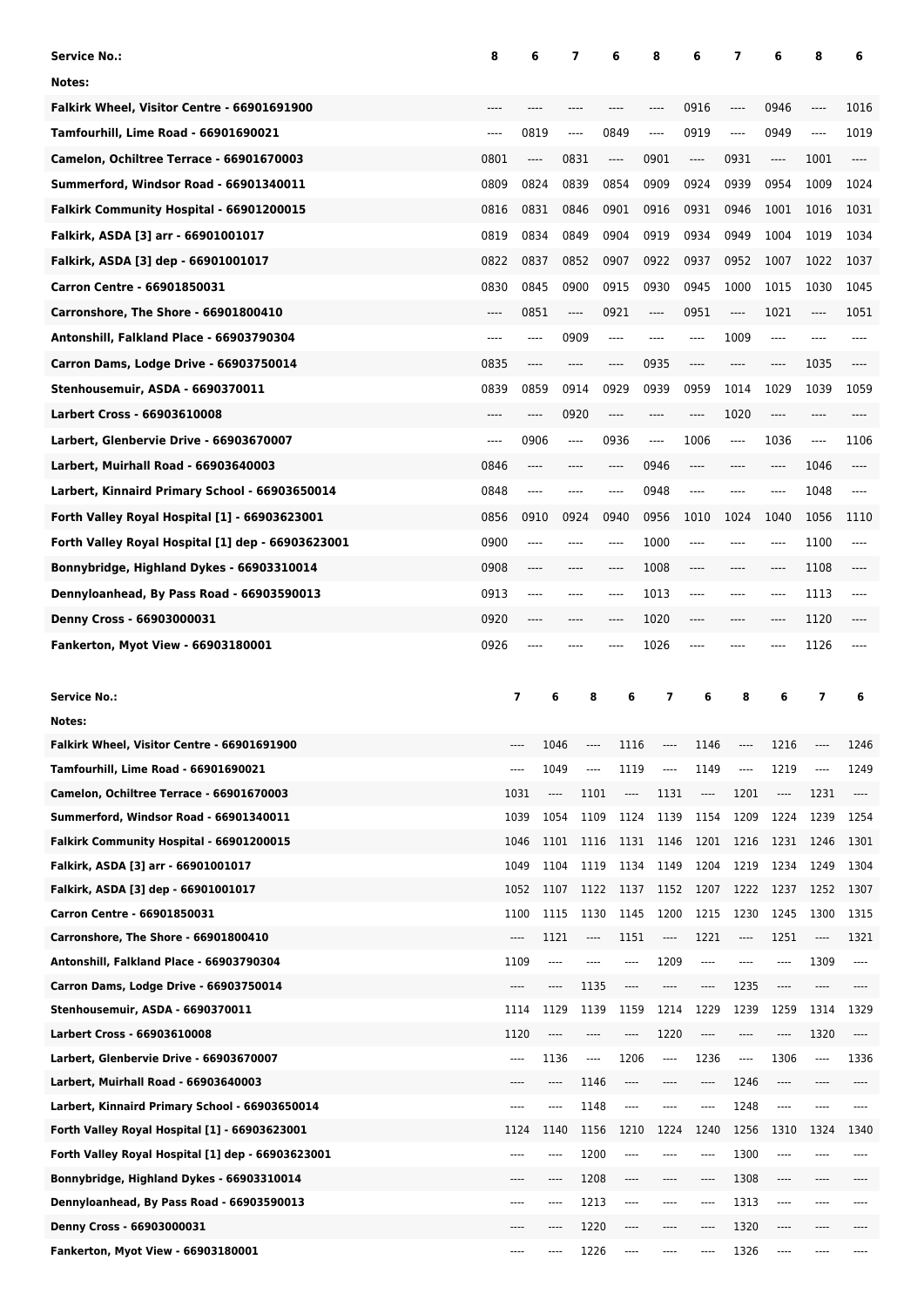| Service No.: | 8 | 6 | 7 | 6 | 8 | 6 | 7 | 6 | 8 | 6 |
|---|---|---|---|---|---|---|---|---|---|---|
| Notes: | | | | | | | | | | |
| Falkirk Wheel, Visitor Centre - 66901691900 | ---- | ---- | ---- | ---- | ---- | 0916 | ---- | 0946 | ---- | 1016 |
| Tamfourhill, Lime Road - 66901690021 | ---- | 0819 | ---- | 0849 | ---- | 0919 | ---- | 0949 | ---- | 1019 |
| Camelon, Ochiltree Terrace - 66901670003 | 0801 | ---- | 0831 | ---- | 0901 | ---- | 0931 | ---- | 1001 | ---- |
| Summerford, Windsor Road - 66901340011 | 0809 | 0824 | 0839 | 0854 | 0909 | 0924 | 0939 | 0954 | 1009 | 1024 |
| Falkirk Community Hospital - 66901200015 | 0816 | 0831 | 0846 | 0901 | 0916 | 0931 | 0946 | 1001 | 1016 | 1031 |
| Falkirk, ASDA [3] arr - 66901001017 | 0819 | 0834 | 0849 | 0904 | 0919 | 0934 | 0949 | 1004 | 1019 | 1034 |
| Falkirk, ASDA [3] dep - 66901001017 | 0822 | 0837 | 0852 | 0907 | 0922 | 0937 | 0952 | 1007 | 1022 | 1037 |
| Carron Centre - 66901850031 | 0830 | 0845 | 0900 | 0915 | 0930 | 0945 | 1000 | 1015 | 1030 | 1045 |
| Carronshore, The Shore - 66901800410 | ---- | 0851 | ---- | 0921 | ---- | 0951 | ---- | 1021 | ---- | 1051 |
| Antonshill, Falkland Place - 66903790304 | ---- | ---- | 0909 | ---- | ---- | ---- | 1009 | ---- | ---- | ---- |
| Carron Dams, Lodge Drive - 66903750014 | 0835 | ---- | ---- | ---- | 0935 | ---- | ---- | ---- | 1035 | ---- |
| Stenhousemuir, ASDA - 6690370011 | 0839 | 0859 | 0914 | 0929 | 0939 | 0959 | 1014 | 1029 | 1039 | 1059 |
| Larbert Cross - 66903610008 | ---- | ---- | 0920 | ---- | ---- | ---- | 1020 | ---- | ---- | ---- |
| Larbert, Glenbervie Drive - 66903670007 | ---- | 0906 | ---- | 0936 | ---- | 1006 | ---- | 1036 | ---- | 1106 |
| Larbert, Muirhall Road - 66903640003 | 0846 | ---- | ---- | ---- | 0946 | ---- | ---- | ---- | 1046 | ---- |
| Larbert, Kinnaird Primary School - 66903650014 | 0848 | ---- | ---- | ---- | 0948 | ---- | ---- | ---- | 1048 | ---- |
| Forth Valley Royal Hospital [1] - 66903623001 | 0856 | 0910 | 0924 | 0940 | 0956 | 1010 | 1024 | 1040 | 1056 | 1110 |
| Forth Valley Royal Hospital [1] dep - 66903623001 | 0900 | ---- | ---- | ---- | 1000 | ---- | ---- | ---- | 1100 | ---- |
| Bonnybridge, Highland Dykes - 66903310014 | 0908 | ---- | ---- | ---- | 1008 | ---- | ---- | ---- | 1108 | ---- |
| Dennyloanhead, By Pass Road - 66903590013 | 0913 | ---- | ---- | ---- | 1013 | ---- | ---- | ---- | 1113 | ---- |
| Denny Cross - 66903000031 | 0920 | ---- | ---- | ---- | 1020 | ---- | ---- | ---- | 1120 | ---- |
| Fankerton, Myot View - 66903180001 | 0926 | ---- | ---- | ---- | 1026 | ---- | ---- | ---- | 1126 | ---- |

| Service No.: | 7 | 6 | 8 | 6 | 7 | 6 | 8 | 6 | 7 | 6 |
|---|---|---|---|---|---|---|---|---|---|---|
| Notes: | | | | | | | | | | |
| Falkirk Wheel, Visitor Centre - 66901691900 | ---- | 1046 | ---- | 1116 | ---- | 1146 | ---- | 1216 | ---- | 1246 |
| Tamfourhill, Lime Road - 66901690021 | ---- | 1049 | ---- | 1119 | ---- | 1149 | ---- | 1219 | ---- | 1249 |
| Camelon, Ochiltree Terrace - 66901670003 | 1031 | ---- | 1101 | ---- | 1131 | ---- | 1201 | ---- | 1231 | ---- |
| Summerford, Windsor Road - 66901340011 | 1039 | 1054 | 1109 | 1124 | 1139 | 1154 | 1209 | 1224 | 1239 | 1254 |
| Falkirk Community Hospital - 66901200015 | 1046 | 1101 | 1116 | 1131 | 1146 | 1201 | 1216 | 1231 | 1246 | 1301 |
| Falkirk, ASDA [3] arr - 66901001017 | 1049 | 1104 | 1119 | 1134 | 1149 | 1204 | 1219 | 1234 | 1249 | 1304 |
| Falkirk, ASDA [3] dep - 66901001017 | 1052 | 1107 | 1122 | 1137 | 1152 | 1207 | 1222 | 1237 | 1252 | 1307 |
| Carron Centre - 66901850031 | 1100 | 1115 | 1130 | 1145 | 1200 | 1215 | 1230 | 1245 | 1300 | 1315 |
| Carronshore, The Shore - 66901800410 | ---- | 1121 | ---- | 1151 | ---- | 1221 | ---- | 1251 | ---- | 1321 |
| Antonshill, Falkland Place - 66903790304 | 1109 | ---- | ---- | ---- | 1209 | ---- | ---- | ---- | 1309 | ---- |
| Carron Dams, Lodge Drive - 66903750014 | ---- | ---- | 1135 | ---- | ---- | ---- | 1235 | ---- | ---- | ---- |
| Stenhousemuir, ASDA - 6690370011 | 1114 | 1129 | 1139 | 1159 | 1214 | 1229 | 1239 | 1259 | 1314 | 1329 |
| Larbert Cross - 66903610008 | 1120 | ---- | ---- | ---- | 1220 | ---- | ---- | ---- | 1320 | ---- |
| Larbert, Glenbervie Drive - 66903670007 | ---- | 1136 | ---- | 1206 | ---- | 1236 | ---- | 1306 | ---- | 1336 |
| Larbert, Muirhall Road - 66903640003 | ---- | ---- | 1146 | ---- | ---- | ---- | 1246 | ---- | ---- | ---- |
| Larbert, Kinnaird Primary School - 66903650014 | ---- | ---- | 1148 | ---- | ---- | ---- | 1248 | ---- | ---- | ---- |
| Forth Valley Royal Hospital [1] - 66903623001 | 1124 | 1140 | 1156 | 1210 | 1224 | 1240 | 1256 | 1310 | 1324 | 1340 |
| Forth Valley Royal Hospital [1] dep - 66903623001 | ---- | ---- | 1200 | ---- | ---- | ---- | 1300 | ---- | ---- | ---- |
| Bonnybridge, Highland Dykes - 66903310014 | ---- | ---- | 1208 | ---- | ---- | ---- | 1308 | ---- | ---- | ---- |
| Dennyloanhead, By Pass Road - 66903590013 | ---- | ---- | 1213 | ---- | ---- | ---- | 1313 | ---- | ---- | ---- |
| Denny Cross - 66903000031 | ---- | ---- | 1220 | ---- | ---- | ---- | 1320 | ---- | ---- | ---- |
| Fankerton, Myot View - 66903180001 | ---- | ---- | 1226 | ---- | ---- | ---- | 1326 | ---- | ---- | ---- |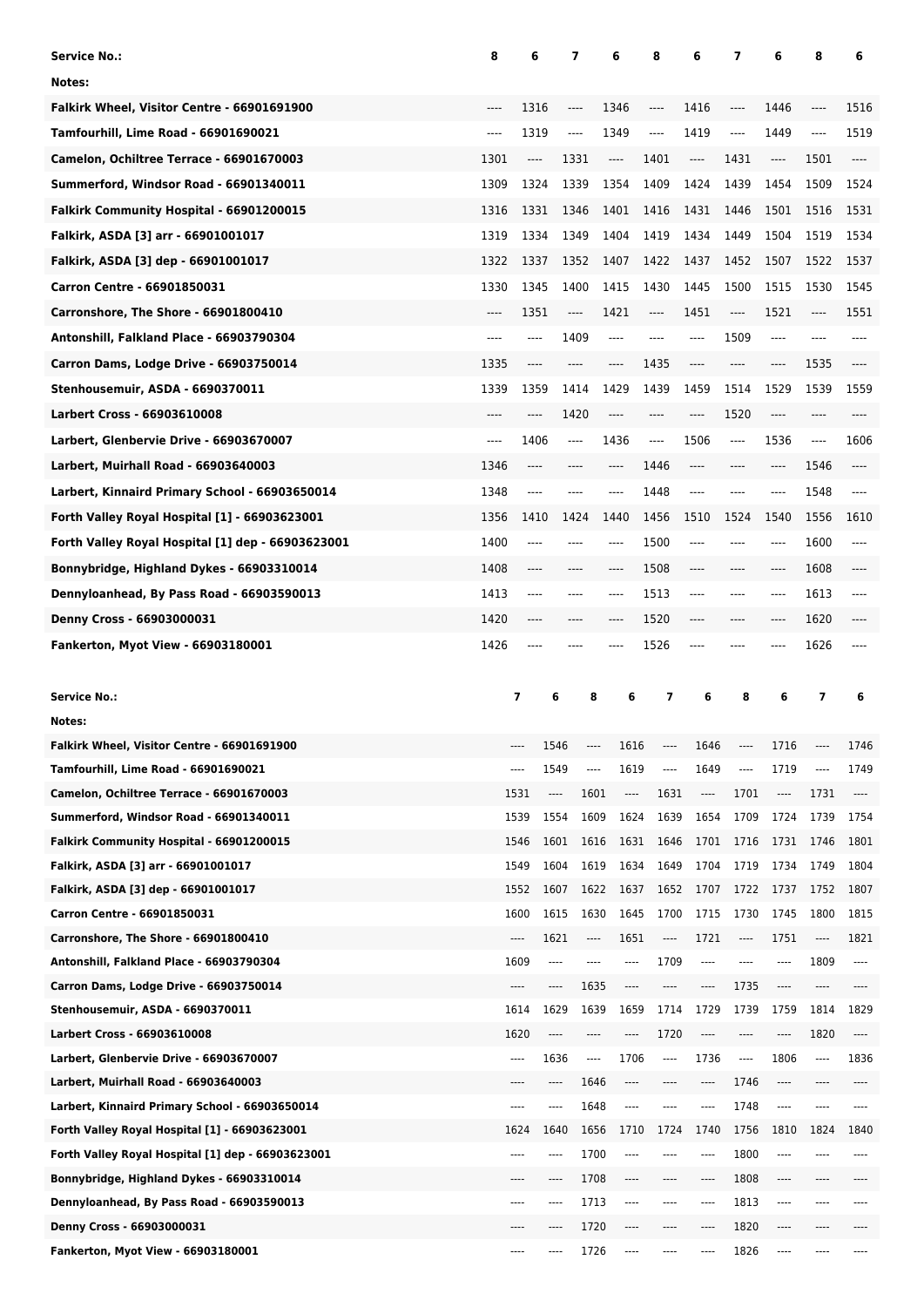| Service No.: | 8 | 6 | 7 | 6 | 8 | 6 | 7 | 6 | 8 | 6 |
|---|---|---|---|---|---|---|---|---|---|---|
| Notes: | | | | | | | | | | |
| Falkirk Wheel, Visitor Centre - 66901691900 | ---- | 1316 | ---- | 1346 | ---- | 1416 | ---- | 1446 | ---- | 1516 |
| Tamfourhill, Lime Road - 66901690021 | ---- | 1319 | ---- | 1349 | ---- | 1419 | ---- | 1449 | ---- | 1519 |
| Camelon, Ochiltree Terrace - 66901670003 | 1301 | ---- | 1331 | ---- | 1401 | ---- | 1431 | ---- | 1501 | ---- |
| Summerford, Windsor Road - 66901340011 | 1309 | 1324 | 1339 | 1354 | 1409 | 1424 | 1439 | 1454 | 1509 | 1524 |
| Falkirk Community Hospital - 66901200015 | 1316 | 1331 | 1346 | 1401 | 1416 | 1431 | 1446 | 1501 | 1516 | 1531 |
| Falkirk, ASDA [3] arr - 66901001017 | 1319 | 1334 | 1349 | 1404 | 1419 | 1434 | 1449 | 1504 | 1519 | 1534 |
| Falkirk, ASDA [3] dep - 66901001017 | 1322 | 1337 | 1352 | 1407 | 1422 | 1437 | 1452 | 1507 | 1522 | 1537 |
| Carron Centre - 66901850031 | 1330 | 1345 | 1400 | 1415 | 1430 | 1445 | 1500 | 1515 | 1530 | 1545 |
| Carronshore, The Shore - 66901800410 | ---- | 1351 | ---- | 1421 | ---- | 1451 | ---- | 1521 | ---- | 1551 |
| Antonshill, Falkland Place - 66903790304 | ---- | ---- | 1409 | ---- | ---- | ---- | 1509 | ---- | ---- | ---- |
| Carron Dams, Lodge Drive - 66903750014 | 1335 | ---- | ---- | ---- | 1435 | ---- | ---- | ---- | 1535 | ---- |
| Stenhousemuir, ASDA - 6690370011 | 1339 | 1359 | 1414 | 1429 | 1439 | 1459 | 1514 | 1529 | 1539 | 1559 |
| Larbert Cross - 66903610008 | ---- | ---- | 1420 | ---- | ---- | ---- | 1520 | ---- | ---- | ---- |
| Larbert, Glenbervie Drive - 66903670007 | ---- | 1406 | ---- | 1436 | ---- | 1506 | ---- | 1536 | ---- | 1606 |
| Larbert, Muirhall Road - 66903640003 | 1346 | ---- | ---- | ---- | 1446 | ---- | ---- | ---- | 1546 | ---- |
| Larbert, Kinnaird Primary School - 66903650014 | 1348 | ---- | ---- | ---- | 1448 | ---- | ---- | ---- | 1548 | ---- |
| Forth Valley Royal Hospital [1] - 66903623001 | 1356 | 1410 | 1424 | 1440 | 1456 | 1510 | 1524 | 1540 | 1556 | 1610 |
| Forth Valley Royal Hospital [1] dep - 66903623001 | 1400 | ---- | ---- | ---- | 1500 | ---- | ---- | ---- | 1600 | ---- |
| Bonnybridge, Highland Dykes - 66903310014 | 1408 | ---- | ---- | ---- | 1508 | ---- | ---- | ---- | 1608 | ---- |
| Dennyloanhead, By Pass Road - 66903590013 | 1413 | ---- | ---- | ---- | 1513 | ---- | ---- | ---- | 1613 | ---- |
| Denny Cross - 66903000031 | 1420 | ---- | ---- | ---- | 1520 | ---- | ---- | ---- | 1620 | ---- |
| Fankerton, Myot View - 66903180001 | 1426 | ---- | ---- | ---- | 1526 | ---- | ---- | ---- | 1626 | ---- |

| Service No.: | 7 | 6 | 8 | 6 | 7 | 6 | 8 | 6 | 7 | 6 |
|---|---|---|---|---|---|---|---|---|---|---|
| Notes: | | | | | | | | | | |
| Falkirk Wheel, Visitor Centre - 66901691900 | ---- | 1546 | ---- | 1616 | ---- | 1646 | ---- | 1716 | ---- | 1746 |
| Tamfourhill, Lime Road - 66901690021 | ---- | 1549 | ---- | 1619 | ---- | 1649 | ---- | 1719 | ---- | 1749 |
| Camelon, Ochiltree Terrace - 66901670003 | 1531 | ---- | 1601 | ---- | 1631 | ---- | 1701 | ---- | 1731 | ---- |
| Summerford, Windsor Road - 66901340011 | 1539 | 1554 | 1609 | 1624 | 1639 | 1654 | 1709 | 1724 | 1739 | 1754 |
| Falkirk Community Hospital - 66901200015 | 1546 | 1601 | 1616 | 1631 | 1646 | 1701 | 1716 | 1731 | 1746 | 1801 |
| Falkirk, ASDA [3] arr - 66901001017 | 1549 | 1604 | 1619 | 1634 | 1649 | 1704 | 1719 | 1734 | 1749 | 1804 |
| Falkirk, ASDA [3] dep - 66901001017 | 1552 | 1607 | 1622 | 1637 | 1652 | 1707 | 1722 | 1737 | 1752 | 1807 |
| Carron Centre - 66901850031 | 1600 | 1615 | 1630 | 1645 | 1700 | 1715 | 1730 | 1745 | 1800 | 1815 |
| Carronshore, The Shore - 66901800410 | ---- | 1621 | ---- | 1651 | ---- | 1721 | ---- | 1751 | ---- | 1821 |
| Antonshill, Falkland Place - 66903790304 | 1609 | ---- | ---- | ---- | 1709 | ---- | ---- | ---- | 1809 | ---- |
| Carron Dams, Lodge Drive - 66903750014 | ---- | ---- | 1635 | ---- | ---- | ---- | 1735 | ---- | ---- | ---- |
| Stenhousemuir, ASDA - 6690370011 | 1614 | 1629 | 1639 | 1659 | 1714 | 1729 | 1739 | 1759 | 1814 | 1829 |
| Larbert Cross - 66903610008 | 1620 | ---- | ---- | ---- | 1720 | ---- | ---- | ---- | 1820 | ---- |
| Larbert, Glenbervie Drive - 66903670007 | ---- | 1636 | ---- | 1706 | ---- | 1736 | ---- | 1806 | ---- | 1836 |
| Larbert, Muirhall Road - 66903640003 | ---- | ---- | 1646 | ---- | ---- | ---- | 1746 | ---- | ---- | ---- |
| Larbert, Kinnaird Primary School - 66903650014 | ---- | ---- | 1648 | ---- | ---- | ---- | 1748 | ---- | ---- | ---- |
| Forth Valley Royal Hospital [1] - 66903623001 | 1624 | 1640 | 1656 | 1710 | 1724 | 1740 | 1756 | 1810 | 1824 | 1840 |
| Forth Valley Royal Hospital [1] dep - 66903623001 | ---- | ---- | 1700 | ---- | ---- | ---- | 1800 | ---- | ---- | ---- |
| Bonnybridge, Highland Dykes - 66903310014 | ---- | ---- | 1708 | ---- | ---- | ---- | 1808 | ---- | ---- | ---- |
| Dennyloanhead, By Pass Road - 66903590013 | ---- | ---- | 1713 | ---- | ---- | ---- | 1813 | ---- | ---- | ---- |
| Denny Cross - 66903000031 | ---- | ---- | 1720 | ---- | ---- | ---- | 1820 | ---- | ---- | ---- |
| Fankerton, Myot View - 66903180001 | ---- | ---- | 1726 | ---- | ---- | ---- | 1826 | ---- | ---- | ---- |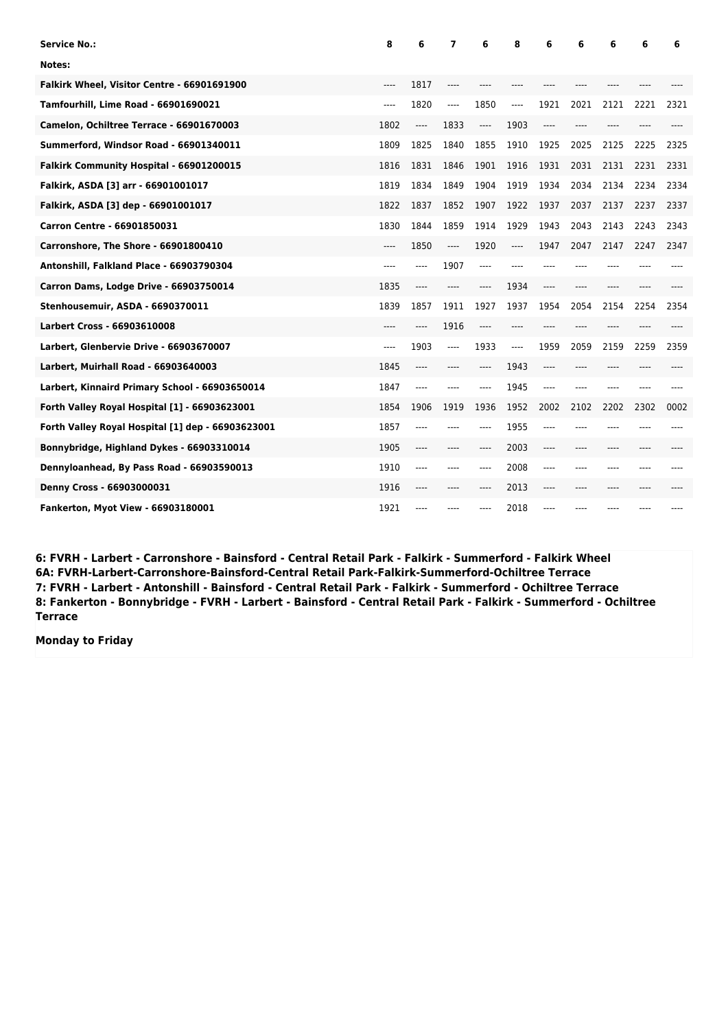| Service No.: | 8 | 6 | 7 | 6 | 8 | 6 | 6 | 6 | 6 | 6 |
|---|---|---|---|---|---|---|---|---|---|---|
| Notes: | | | | | | | | | | |
| Falkirk Wheel, Visitor Centre - 66901691900 | ---- | 1817 | ---- | ---- | ---- | ---- | ---- | ---- | ---- | ---- |
| Tamfourhill, Lime Road - 66901690021 | ---- | 1820 | ---- | 1850 | ---- | 1921 | 2021 | 2121 | 2221 | 2321 |
| Camelon, Ochiltree Terrace - 66901670003 | 1802 | ---- | 1833 | ---- | 1903 | ---- | ---- | ---- | ---- | ---- |
| Summerford, Windsor Road - 66901340011 | 1809 | 1825 | 1840 | 1855 | 1910 | 1925 | 2025 | 2125 | 2225 | 2325 |
| Falkirk Community Hospital - 66901200015 | 1816 | 1831 | 1846 | 1901 | 1916 | 1931 | 2031 | 2131 | 2231 | 2331 |
| Falkirk, ASDA [3] arr - 66901001017 | 1819 | 1834 | 1849 | 1904 | 1919 | 1934 | 2034 | 2134 | 2234 | 2334 |
| Falkirk, ASDA [3] dep - 66901001017 | 1822 | 1837 | 1852 | 1907 | 1922 | 1937 | 2037 | 2137 | 2237 | 2337 |
| Carron Centre - 66901850031 | 1830 | 1844 | 1859 | 1914 | 1929 | 1943 | 2043 | 2143 | 2243 | 2343 |
| Carronshore, The Shore - 66901800410 | ---- | 1850 | ---- | 1920 | ---- | 1947 | 2047 | 2147 | 2247 | 2347 |
| Antonshill, Falkland Place - 66903790304 | ---- | ---- | 1907 | ---- | ---- | ---- | ---- | ---- | ---- | ---- |
| Carron Dams, Lodge Drive - 66903750014 | 1835 | ---- | ---- | ---- | 1934 | ---- | ---- | ---- | ---- | ---- |
| Stenhousemuir, ASDA - 6690370011 | 1839 | 1857 | 1911 | 1927 | 1937 | 1954 | 2054 | 2154 | 2254 | 2354 |
| Larbert Cross - 66903610008 | ---- | ---- | 1916 | ---- | ---- | ---- | ---- | ---- | ---- | ---- |
| Larbert, Glenbervie Drive - 66903670007 | ---- | 1903 | ---- | 1933 | ---- | 1959 | 2059 | 2159 | 2259 | 2359 |
| Larbert, Muirhall Road - 66903640003 | 1845 | ---- | ---- | ---- | 1943 | ---- | ---- | ---- | ---- | ---- |
| Larbert, Kinnaird Primary School - 66903650014 | 1847 | ---- | ---- | ---- | 1945 | ---- | ---- | ---- | ---- | ---- |
| Forth Valley Royal Hospital [1] - 66903623001 | 1854 | 1906 | 1919 | 1936 | 1952 | 2002 | 2102 | 2202 | 2302 | 0002 |
| Forth Valley Royal Hospital [1] dep - 66903623001 | 1857 | ---- | ---- | ---- | 1955 | ---- | ---- | ---- | ---- | ---- |
| Bonnybridge, Highland Dykes - 66903310014 | 1905 | ---- | ---- | ---- | 2003 | ---- | ---- | ---- | ---- | ---- |
| Dennyloanhead, By Pass Road - 66903590013 | 1910 | ---- | ---- | ---- | 2008 | ---- | ---- | ---- | ---- | ---- |
| Denny Cross - 66903000031 | 1916 | ---- | ---- | ---- | 2013 | ---- | ---- | ---- | ---- | ---- |
| Fankerton, Myot View - 66903180001 | 1921 | ---- | ---- | ---- | 2018 | ---- | ---- | ---- | ---- | ---- |

**6: FVRH - Larbert - Carronshore - Bainsford - Central Retail Park - Falkirk - Summerford - Falkirk Wheel**
**6A: FVRH-Larbert-Carronshore-Bainsford-Central Retail Park-Falkirk-Summerford-Ochiltree Terrace**
**7: FVRH - Larbert - Antonshill - Bainsford - Central Retail Park - Falkirk - Summerford - Ochiltree Terrace**
**8: Fankerton - Bonnybridge - FVRH - Larbert - Bainsford - Central Retail Park - Falkirk - Summerford - Ochiltree Terrace**

**Monday to Friday**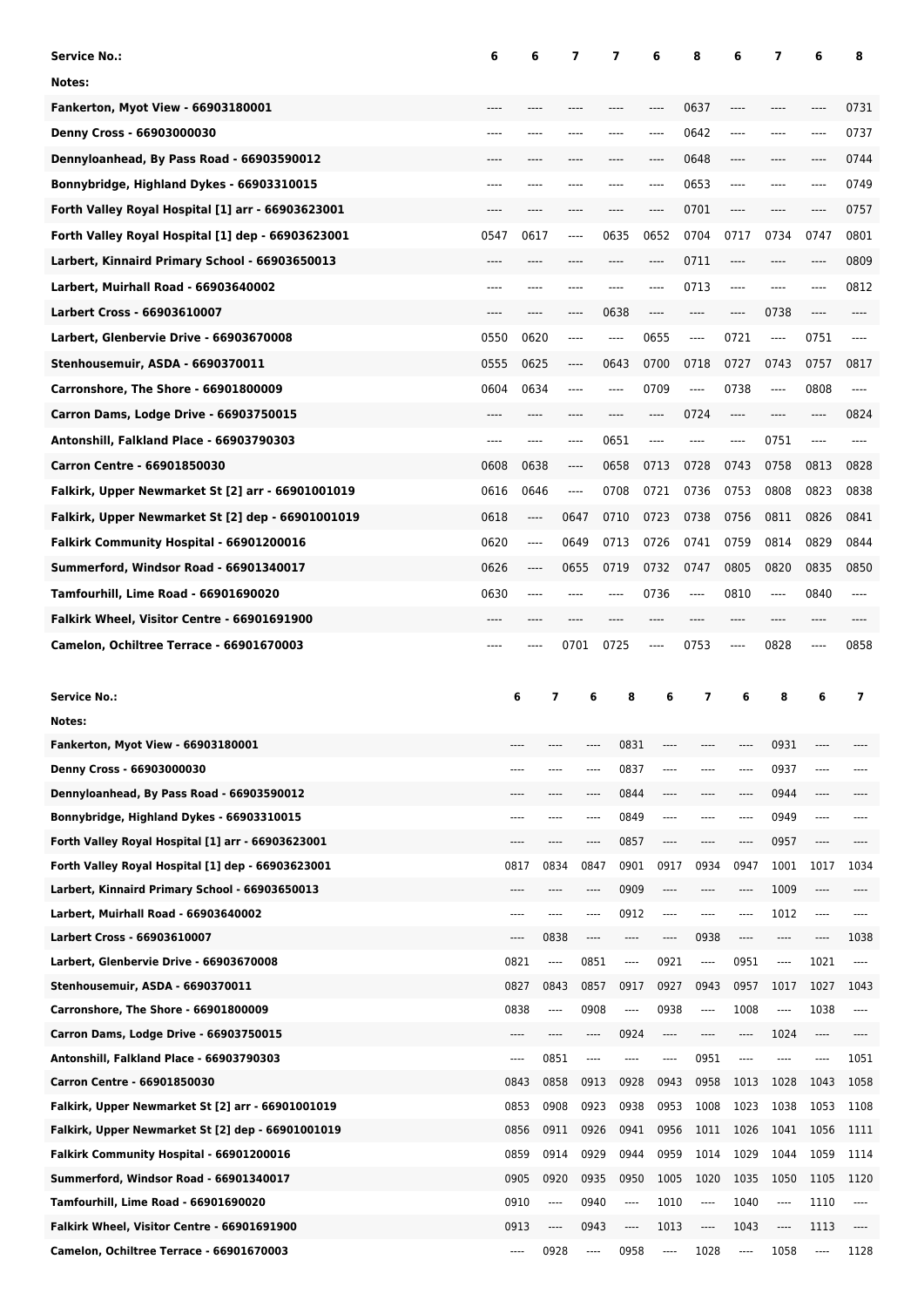| Service No.: | 6 | 6 | 7 | 7 | 6 | 8 | 6 | 7 | 6 | 8 |
|---|---|---|---|---|---|---|---|---|---|---|
| Notes: | | | | | | | | | | |
| Fankerton, Myot View - 66903180001 | ---- | ---- | ---- | ---- | ---- | 0637 | ---- | ---- | ---- | 0731 |
| Denny Cross - 66903000030 | ---- | ---- | ---- | ---- | ---- | 0642 | ---- | ---- | ---- | 0737 |
| Dennyloanhead, By Pass Road - 66903590012 | ---- | ---- | ---- | ---- | ---- | 0648 | ---- | ---- | ---- | 0744 |
| Bonnybridge, Highland Dykes - 66903310015 | ---- | ---- | ---- | ---- | ---- | 0653 | ---- | ---- | ---- | 0749 |
| Forth Valley Royal Hospital [1] arr - 66903623001 | ---- | ---- | ---- | ---- | ---- | 0701 | ---- | ---- | ---- | 0757 |
| Forth Valley Royal Hospital [1] dep - 66903623001 | 0547 | 0617 | ---- | 0635 | 0652 | 0704 | 0717 | 0734 | 0747 | 0801 |
| Larbert, Kinnaird Primary School - 66903650013 | ---- | ---- | ---- | ---- | ---- | 0711 | ---- | ---- | ---- | 0809 |
| Larbert, Muirhall Road - 66903640002 | ---- | ---- | ---- | ---- | ---- | 0713 | ---- | ---- | ---- | 0812 |
| Larbert Cross - 66903610007 | ---- | ---- | ---- | 0638 | ---- | ---- | ---- | 0738 | ---- | ---- |
| Larbert, Glenbervie Drive - 66903670008 | 0550 | 0620 | ---- | ---- | 0655 | ---- | 0721 | ---- | 0751 | ---- |
| Stenhousemuir, ASDA - 6690370011 | 0555 | 0625 | ---- | 0643 | 0700 | 0718 | 0727 | 0743 | 0757 | 0817 |
| Carronshore, The Shore - 66901800009 | 0604 | 0634 | ---- | ---- | 0709 | ---- | 0738 | ---- | 0808 | ---- |
| Carron Dams, Lodge Drive - 66903750015 | ---- | ---- | ---- | ---- | ---- | 0724 | ---- | ---- | ---- | 0824 |
| Antonshill, Falkland Place - 66903790303 | ---- | ---- | ---- | 0651 | ---- | ---- | ---- | 0751 | ---- | ---- |
| Carron Centre - 66901850030 | 0608 | 0638 | ---- | 0658 | 0713 | 0728 | 0743 | 0758 | 0813 | 0828 |
| Falkirk, Upper Newmarket St [2] arr - 66901001019 | 0616 | 0646 | ---- | 0708 | 0721 | 0736 | 0753 | 0808 | 0823 | 0838 |
| Falkirk, Upper Newmarket St [2] dep - 66901001019 | 0618 | ---- | 0647 | 0710 | 0723 | 0738 | 0756 | 0811 | 0826 | 0841 |
| Falkirk Community Hospital - 66901200016 | 0620 | ---- | 0649 | 0713 | 0726 | 0741 | 0759 | 0814 | 0829 | 0844 |
| Summerford, Windsor Road - 66901340017 | 0626 | ---- | 0655 | 0719 | 0732 | 0747 | 0805 | 0820 | 0835 | 0850 |
| Tamfourhill, Lime Road - 66901690020 | 0630 | ---- | ---- | ---- | 0736 | ---- | 0810 | ---- | 0840 | ---- |
| Falkirk Wheel, Visitor Centre - 66901691900 | ---- | ---- | ---- | ---- | ---- | ---- | ---- | ---- | ---- | ---- |
| Camelon, Ochiltree Terrace - 66901670003 | ---- | ---- | 0701 | 0725 | ---- | 0753 | ---- | 0828 | ---- | 0858 |

| Service No.: | 6 | 7 | 6 | 8 | 6 | 7 | 6 | 8 | 6 | 7 |
|---|---|---|---|---|---|---|---|---|---|---|
| Notes: | | | | | | | | | | |
| Fankerton, Myot View - 66903180001 | ---- | ---- | ---- | 0831 | ---- | ---- | ---- | 0931 | ---- | ---- |
| Denny Cross - 66903000030 | ---- | ---- | ---- | 0837 | ---- | ---- | ---- | 0937 | ---- | ---- |
| Dennyloanhead, By Pass Road - 66903590012 | ---- | ---- | ---- | 0844 | ---- | ---- | ---- | 0944 | ---- | ---- |
| Bonnybridge, Highland Dykes - 66903310015 | ---- | ---- | ---- | 0849 | ---- | ---- | ---- | 0949 | ---- | ---- |
| Forth Valley Royal Hospital [1] arr - 66903623001 | ---- | ---- | ---- | 0857 | ---- | ---- | ---- | 0957 | ---- | ---- |
| Forth Valley Royal Hospital [1] dep - 66903623001 | 0817 | 0834 | 0847 | 0901 | 0917 | 0934 | 0947 | 1001 | 1017 | 1034 |
| Larbert, Kinnaird Primary School - 66903650013 | ---- | ---- | ---- | 0909 | ---- | ---- | ---- | 1009 | ---- | ---- |
| Larbert, Muirhall Road - 66903640002 | ---- | ---- | ---- | 0912 | ---- | ---- | ---- | 1012 | ---- | ---- |
| Larbert Cross - 66903610007 | ---- | 0838 | ---- | ---- | ---- | 0938 | ---- | ---- | ---- | 1038 |
| Larbert, Glenbervie Drive - 66903670008 | 0821 | ---- | 0851 | ---- | 0921 | ---- | 0951 | ---- | 1021 | ---- |
| Stenhousemuir, ASDA - 6690370011 | 0827 | 0843 | 0857 | 0917 | 0927 | 0943 | 0957 | 1017 | 1027 | 1043 |
| Carronshore, The Shore - 66901800009 | 0838 | ---- | 0908 | ---- | 0938 | ---- | 1008 | ---- | 1038 | ---- |
| Carron Dams, Lodge Drive - 66903750015 | ---- | ---- | ---- | 0924 | ---- | ---- | ---- | 1024 | ---- | ---- |
| Antonshill, Falkland Place - 66903790303 | ---- | 0851 | ---- | ---- | ---- | 0951 | ---- | ---- | ---- | 1051 |
| Carron Centre - 66901850030 | 0843 | 0858 | 0913 | 0928 | 0943 | 0958 | 1013 | 1028 | 1043 | 1058 |
| Falkirk, Upper Newmarket St [2] arr - 66901001019 | 0853 | 0908 | 0923 | 0938 | 0953 | 1008 | 1023 | 1038 | 1053 | 1108 |
| Falkirk, Upper Newmarket St [2] dep - 66901001019 | 0856 | 0911 | 0926 | 0941 | 0956 | 1011 | 1026 | 1041 | 1056 | 1111 |
| Falkirk Community Hospital - 66901200016 | 0859 | 0914 | 0929 | 0944 | 0959 | 1014 | 1029 | 1044 | 1059 | 1114 |
| Summerford, Windsor Road - 66901340017 | 0905 | 0920 | 0935 | 0950 | 1005 | 1020 | 1035 | 1050 | 1105 | 1120 |
| Tamfourhill, Lime Road - 66901690020 | 0910 | ---- | 0940 | ---- | 1010 | ---- | 1040 | ---- | 1110 | ---- |
| Falkirk Wheel, Visitor Centre - 66901691900 | 0913 | ---- | 0943 | ---- | 1013 | ---- | 1043 | ---- | 1113 | ---- |
| Camelon, Ochiltree Terrace - 66901670003 | ---- | 0928 | ---- | 0958 | ---- | 1028 | ---- | 1058 | ---- | 1128 |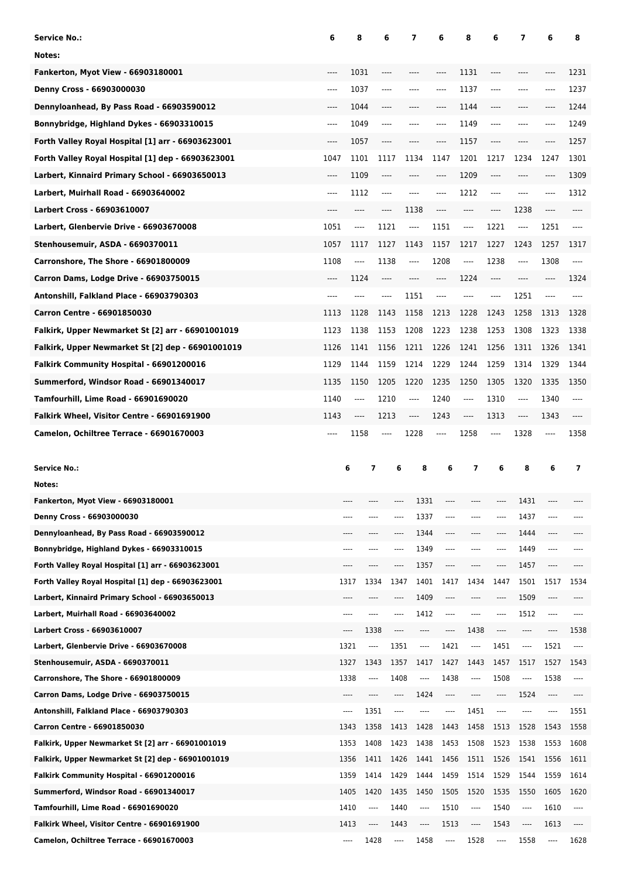| Service No.: | 6 | 8 | 6 | 7 | 6 | 8 | 6 | 7 | 6 | 8 |
|---|---|---|---|---|---|---|---|---|---|---|
| Notes: | | | | | | | | | | |
| Fankerton, Myot View - 66903180001 | ---- | 1031 | ---- | ---- | ---- | 1131 | ---- | ---- | ---- | 1231 |
| Denny Cross - 66903000030 | ---- | 1037 | ---- | ---- | ---- | 1137 | ---- | ---- | ---- | 1237 |
| Dennyloanhead, By Pass Road - 66903590012 | ---- | 1044 | ---- | ---- | ---- | 1144 | ---- | ---- | ---- | 1244 |
| Bonnybridge, Highland Dykes - 66903310015 | ---- | 1049 | ---- | ---- | ---- | 1149 | ---- | ---- | ---- | 1249 |
| Forth Valley Royal Hospital [1] arr - 66903623001 | ---- | 1057 | ---- | ---- | ---- | 1157 | ---- | ---- | ---- | 1257 |
| Forth Valley Royal Hospital [1] dep - 66903623001 | 1047 | 1101 | 1117 | 1134 | 1147 | 1201 | 1217 | 1234 | 1247 | 1301 |
| Larbert, Kinnaird Primary School - 66903650013 | ---- | 1109 | ---- | ---- | ---- | 1209 | ---- | ---- | ---- | 1309 |
| Larbert, Muirhall Road - 66903640002 | ---- | 1112 | ---- | ---- | ---- | 1212 | ---- | ---- | ---- | 1312 |
| Larbert Cross - 66903610007 | ---- | ---- | ---- | 1138 | ---- | ---- | ---- | 1238 | ---- | ---- |
| Larbert, Glenbervie Drive - 66903670008 | 1051 | ---- | 1121 | ---- | 1151 | ---- | 1221 | ---- | 1251 | ---- |
| Stenhousemuir, ASDA - 6690370011 | 1057 | 1117 | 1127 | 1143 | 1157 | 1217 | 1227 | 1243 | 1257 | 1317 |
| Carronshore, The Shore - 66901800009 | 1108 | ---- | 1138 | ---- | 1208 | ---- | 1238 | ---- | 1308 | ---- |
| Carron Dams, Lodge Drive - 66903750015 | ---- | 1124 | ---- | ---- | ---- | 1224 | ---- | ---- | ---- | 1324 |
| Antonshill, Falkland Place - 66903790303 | ---- | ---- | ---- | 1151 | ---- | ---- | ---- | 1251 | ---- | ---- |
| Carron Centre - 66901850030 | 1113 | 1128 | 1143 | 1158 | 1213 | 1228 | 1243 | 1258 | 1313 | 1328 |
| Falkirk, Upper Newmarket St [2] arr - 66901001019 | 1123 | 1138 | 1153 | 1208 | 1223 | 1238 | 1253 | 1308 | 1323 | 1338 |
| Falkirk, Upper Newmarket St [2] dep - 66901001019 | 1126 | 1141 | 1156 | 1211 | 1226 | 1241 | 1256 | 1311 | 1326 | 1341 |
| Falkirk Community Hospital - 66901200016 | 1129 | 1144 | 1159 | 1214 | 1229 | 1244 | 1259 | 1314 | 1329 | 1344 |
| Summerford, Windsor Road - 66901340017 | 1135 | 1150 | 1205 | 1220 | 1235 | 1250 | 1305 | 1320 | 1335 | 1350 |
| Tamfourhill, Lime Road - 66901690020 | 1140 | ---- | 1210 | ---- | 1240 | ---- | 1310 | ---- | 1340 | ---- |
| Falkirk Wheel, Visitor Centre - 66901691900 | 1143 | ---- | 1213 | ---- | 1243 | ---- | 1313 | ---- | 1343 | ---- |
| Camelon, Ochiltree Terrace - 66901670003 | ---- | 1158 | ---- | 1228 | ---- | 1258 | ---- | 1328 | ---- | 1358 |

| Service No.: | 6 | 7 | 6 | 8 | 6 | 7 | 6 | 8 | 6 | 7 |
|---|---|---|---|---|---|---|---|---|---|---|
| Notes: | | | | | | | | | | |
| Fankerton, Myot View - 66903180001 | ---- | ---- | ---- | 1331 | ---- | ---- | ---- | 1431 | ---- | ---- |
| Denny Cross - 66903000030 | ---- | ---- | ---- | 1337 | ---- | ---- | ---- | 1437 | ---- | ---- |
| Dennyloanhead, By Pass Road - 66903590012 | ---- | ---- | ---- | 1344 | ---- | ---- | ---- | 1444 | ---- | ---- |
| Bonnybridge, Highland Dykes - 66903310015 | ---- | ---- | ---- | 1349 | ---- | ---- | ---- | 1449 | ---- | ---- |
| Forth Valley Royal Hospital [1] arr - 66903623001 | ---- | ---- | ---- | 1357 | ---- | ---- | ---- | 1457 | ---- | ---- |
| Forth Valley Royal Hospital [1] dep - 66903623001 | 1317 | 1334 | 1347 | 1401 | 1417 | 1434 | 1447 | 1501 | 1517 | 1534 |
| Larbert, Kinnaird Primary School - 66903650013 | ---- | ---- | ---- | 1409 | ---- | ---- | ---- | 1509 | ---- | ---- |
| Larbert, Muirhall Road - 66903640002 | ---- | ---- | ---- | 1412 | ---- | ---- | ---- | 1512 | ---- | ---- |
| Larbert Cross - 66903610007 | ---- | 1338 | ---- | ---- | ---- | 1438 | ---- | ---- | ---- | 1538 |
| Larbert, Glenbervie Drive - 66903670008 | 1321 | ---- | 1351 | ---- | 1421 | ---- | 1451 | ---- | 1521 | ---- |
| Stenhousemuir, ASDA - 6690370011 | 1327 | 1343 | 1357 | 1417 | 1427 | 1443 | 1457 | 1517 | 1527 | 1543 |
| Carronshore, The Shore - 66901800009 | 1338 | ---- | 1408 | ---- | 1438 | ---- | 1508 | ---- | 1538 | ---- |
| Carron Dams, Lodge Drive - 66903750015 | ---- | ---- | ---- | 1424 | ---- | ---- | ---- | 1524 | ---- | ---- |
| Antonshill, Falkland Place - 66903790303 | ---- | 1351 | ---- | ---- | ---- | 1451 | ---- | ---- | ---- | 1551 |
| Carron Centre - 66901850030 | 1343 | 1358 | 1413 | 1428 | 1443 | 1458 | 1513 | 1528 | 1543 | 1558 |
| Falkirk, Upper Newmarket St [2] arr - 66901001019 | 1353 | 1408 | 1423 | 1438 | 1453 | 1508 | 1523 | 1538 | 1553 | 1608 |
| Falkirk, Upper Newmarket St [2] dep - 66901001019 | 1356 | 1411 | 1426 | 1441 | 1456 | 1511 | 1526 | 1541 | 1556 | 1611 |
| Falkirk Community Hospital - 66901200016 | 1359 | 1414 | 1429 | 1444 | 1459 | 1514 | 1529 | 1544 | 1559 | 1614 |
| Summerford, Windsor Road - 66901340017 | 1405 | 1420 | 1435 | 1450 | 1505 | 1520 | 1535 | 1550 | 1605 | 1620 |
| Tamfourhill, Lime Road - 66901690020 | 1410 | ---- | 1440 | ---- | 1510 | ---- | 1540 | ---- | 1610 | ---- |
| Falkirk Wheel, Visitor Centre - 66901691900 | 1413 | ---- | 1443 | ---- | 1513 | ---- | 1543 | ---- | 1613 | ---- |
| Camelon, Ochiltree Terrace - 66901670003 | ---- | 1428 | ---- | 1458 | ---- | 1528 | ---- | 1558 | ---- | 1628 |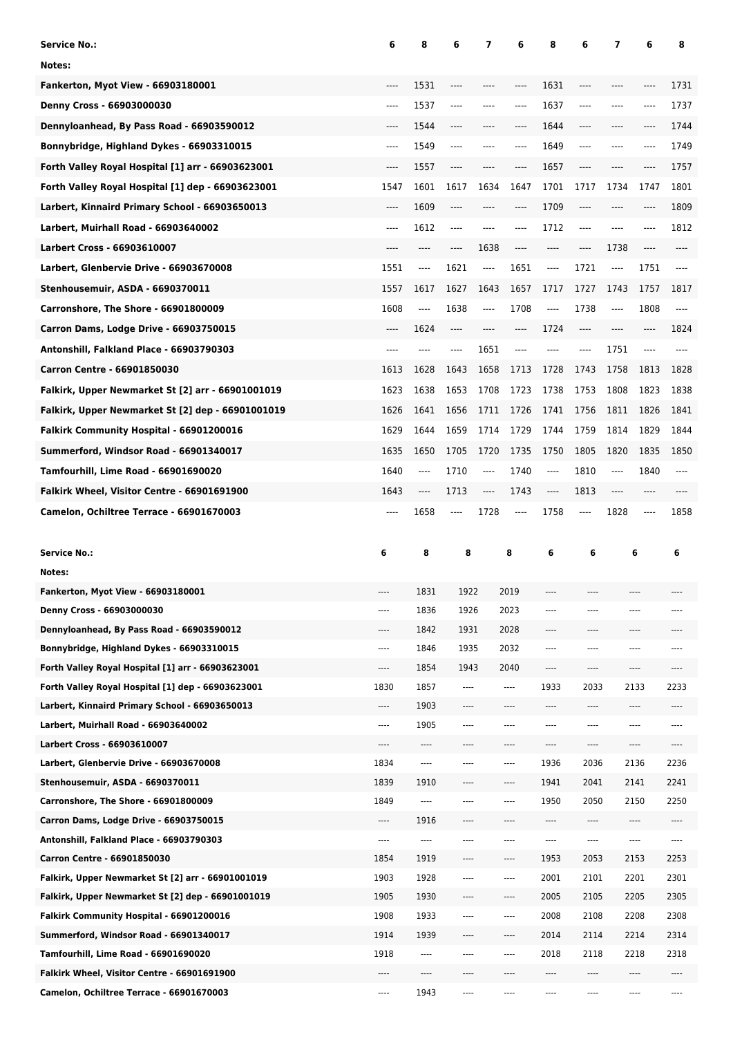| Service No.: | 6 | 8 | 6 | 7 | 6 | 8 | 6 | 7 | 6 | 8 |
|---|---|---|---|---|---|---|---|---|---|---|
| Notes: | | | | | | | | | | |
| Fankerton, Myot View - 66903180001 | ---- | 1531 | ---- | ---- | ---- | 1631 | ---- | ---- | ---- | 1731 |
| Denny Cross - 66903000030 | ---- | 1537 | ---- | ---- | ---- | 1637 | ---- | ---- | ---- | 1737 |
| Dennyloanhead, By Pass Road - 66903590012 | ---- | 1544 | ---- | ---- | ---- | 1644 | ---- | ---- | ---- | 1744 |
| Bonnybridge, Highland Dykes - 66903310015 | ---- | 1549 | ---- | ---- | ---- | 1649 | ---- | ---- | ---- | 1749 |
| Forth Valley Royal Hospital [1] arr - 66903623001 | ---- | 1557 | ---- | ---- | ---- | 1657 | ---- | ---- | ---- | 1757 |
| Forth Valley Royal Hospital [1] dep - 66903623001 | 1547 | 1601 | 1617 | 1634 | 1647 | 1701 | 1717 | 1734 | 1747 | 1801 |
| Larbert, Kinnaird Primary School - 66903650013 | ---- | 1609 | ---- | ---- | ---- | 1709 | ---- | ---- | ---- | 1809 |
| Larbert, Muirhall Road - 66903640002 | ---- | 1612 | ---- | ---- | ---- | 1712 | ---- | ---- | ---- | 1812 |
| Larbert Cross - 66903610007 | ---- | ---- | ---- | 1638 | ---- | ---- | ---- | 1738 | ---- | ---- |
| Larbert, Glenbervie Drive - 66903670008 | 1551 | ---- | 1621 | ---- | 1651 | ---- | 1721 | ---- | 1751 | ---- |
| Stenhousemuir, ASDA - 6690370011 | 1557 | 1617 | 1627 | 1643 | 1657 | 1717 | 1727 | 1743 | 1757 | 1817 |
| Carronshore, The Shore - 66901800009 | 1608 | ---- | 1638 | ---- | 1708 | ---- | 1738 | ---- | 1808 | ---- |
| Carron Dams, Lodge Drive - 66903750015 | ---- | 1624 | ---- | ---- | ---- | 1724 | ---- | ---- | ---- | 1824 |
| Antonshill, Falkland Place - 66903790303 | ---- | ---- | ---- | 1651 | ---- | ---- | ---- | 1751 | ---- | ---- |
| Carron Centre - 66901850030 | 1613 | 1628 | 1643 | 1658 | 1713 | 1728 | 1743 | 1758 | 1813 | 1828 |
| Falkirk, Upper Newmarket St [2] arr - 66901001019 | 1623 | 1638 | 1653 | 1708 | 1723 | 1738 | 1753 | 1808 | 1823 | 1838 |
| Falkirk, Upper Newmarket St [2] dep - 66901001019 | 1626 | 1641 | 1656 | 1711 | 1726 | 1741 | 1756 | 1811 | 1826 | 1841 |
| Falkirk Community Hospital - 66901200016 | 1629 | 1644 | 1659 | 1714 | 1729 | 1744 | 1759 | 1814 | 1829 | 1844 |
| Summerford, Windsor Road - 66901340017 | 1635 | 1650 | 1705 | 1720 | 1735 | 1750 | 1805 | 1820 | 1835 | 1850 |
| Tamfourhill, Lime Road - 66901690020 | 1640 | ---- | 1710 | ---- | 1740 | ---- | 1810 | ---- | 1840 | ---- |
| Falkirk Wheel, Visitor Centre - 66901691900 | 1643 | ---- | 1713 | ---- | 1743 | ---- | 1813 | ---- | ---- | ---- |
| Camelon, Ochiltree Terrace - 66901670003 | ---- | 1658 | ---- | 1728 | ---- | 1758 | ---- | 1828 | ---- | 1858 |

| Service No.: | 6 | 8 | 8 | 8 | 6 | 6 | 6 | 6 |
|---|---|---|---|---|---|---|---|---|
| Notes: | | | | | | | | |
| Fankerton, Myot View - 66903180001 | ---- | 1831 | 1922 | 2019 | ---- | ---- | ---- | ---- |
| Denny Cross - 66903000030 | ---- | 1836 | 1926 | 2023 | ---- | ---- | ---- | ---- |
| Dennyloanhead, By Pass Road - 66903590012 | ---- | 1842 | 1931 | 2028 | ---- | ---- | ---- | ---- |
| Bonnybridge, Highland Dykes - 66903310015 | ---- | 1846 | 1935 | 2032 | ---- | ---- | ---- | ---- |
| Forth Valley Royal Hospital [1] arr - 66903623001 | ---- | 1854 | 1943 | 2040 | ---- | ---- | ---- | ---- |
| Forth Valley Royal Hospital [1] dep - 66903623001 | 1830 | 1857 | ---- | ---- | 1933 | 2033 | 2133 | 2233 |
| Larbert, Kinnaird Primary School - 66903650013 | ---- | 1903 | ---- | ---- | ---- | ---- | ---- | ---- |
| Larbert, Muirhall Road - 66903640002 | ---- | 1905 | ---- | ---- | ---- | ---- | ---- | ---- |
| Larbert Cross - 66903610007 | ---- | ---- | ---- | ---- | ---- | ---- | ---- | ---- |
| Larbert, Glenbervie Drive - 66903670008 | 1834 | ---- | ---- | ---- | 1936 | 2036 | 2136 | 2236 |
| Stenhousemuir, ASDA - 6690370011 | 1839 | 1910 | ---- | ---- | 1941 | 2041 | 2141 | 2241 |
| Carronshore, The Shore - 66901800009 | 1849 | ---- | ---- | ---- | 1950 | 2050 | 2150 | 2250 |
| Carron Dams, Lodge Drive - 66903750015 | ---- | 1916 | ---- | ---- | ---- | ---- | ---- | ---- |
| Antonshill, Falkland Place - 66903790303 | ---- | ---- | ---- | ---- | ---- | ---- | ---- | ---- |
| Carron Centre - 66901850030 | 1854 | 1919 | ---- | ---- | 1953 | 2053 | 2153 | 2253 |
| Falkirk, Upper Newmarket St [2] arr - 66901001019 | 1903 | 1928 | ---- | ---- | 2001 | 2101 | 2201 | 2301 |
| Falkirk, Upper Newmarket St [2] dep - 66901001019 | 1905 | 1930 | ---- | ---- | 2005 | 2105 | 2205 | 2305 |
| Falkirk Community Hospital - 66901200016 | 1908 | 1933 | ---- | ---- | 2008 | 2108 | 2208 | 2308 |
| Summerford, Windsor Road - 66901340017 | 1914 | 1939 | ---- | ---- | 2014 | 2114 | 2214 | 2314 |
| Tamfourhill, Lime Road - 66901690020 | 1918 | ---- | ---- | ---- | 2018 | 2118 | 2218 | 2318 |
| Falkirk Wheel, Visitor Centre - 66901691900 | ---- | ---- | ---- | ---- | ---- | ---- | ---- | ---- |
| Camelon, Ochiltree Terrace - 66901670003 | ---- | 1943 | ---- | ---- | ---- | ---- | ---- | ---- |